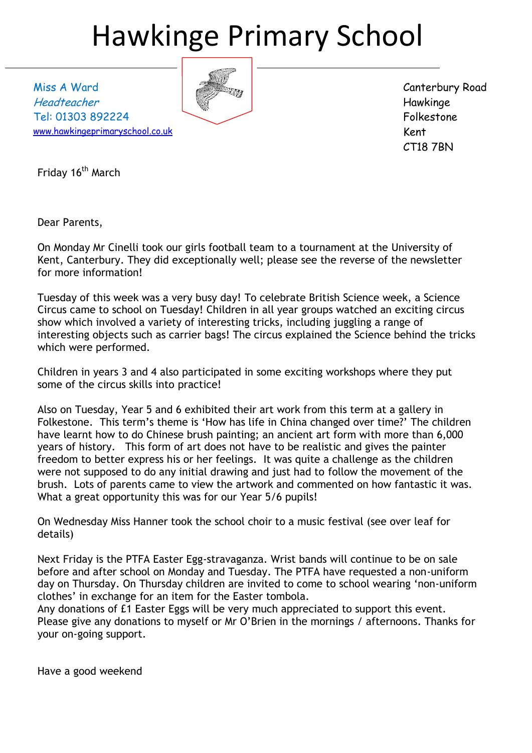# Hawkinge Primary School

Miss A Ward
*Headteacher*
Tel: 01303 892224
[www.hawkingeprimaryschool.co.uk](http://www.hawkingeprimaryschool.co.uk)

Canterbury Road
Hawkinge
Folkestone
Kent
CT18 7BN

Friday 16th March

Dear Parents,

On Monday Mr Cinelli took our girls football team to a tournament at the University of Kent, Canterbury. They did exceptionally well; please see the reverse of the newsletter for more information!

Tuesday of this week was a very busy day! To celebrate British Science week, a Science Circus came to school on Tuesday! Children in all year groups watched an exciting circus show which involved a variety of interesting tricks, including juggling a range of interesting objects such as carrier bags! The circus explained the Science behind the tricks which were performed.

Children in years 3 and 4 also participated in some exciting workshops where they put some of the circus skills into practice!

Also on Tuesday, Year 5 and 6 exhibited their art work from this term at a gallery in Folkestone. This term's theme is 'How has life in China changed over time?' The children have learnt how to do Chinese brush painting; an ancient art form with more than 6,000 years of history. This form of art does not have to be realistic and gives the painter freedom to better express his or her feelings. It was quite a challenge as the children were not supposed to do any initial drawing and just had to follow the movement of the brush. Lots of parents came to view the artwork and commented on how fantastic it was. What a great opportunity this was for our Year 5/6 pupils!

On Wednesday Miss Hanner took the school choir to a music festival (see over leaf for details)

Next Friday is the PTFA Easter Egg-stravaganza. Wrist bands will continue to be on sale before and after school on Monday and Tuesday. The PTFA have requested a non-uniform day on Thursday. On Thursday children are invited to come to school wearing 'non-uniform clothes' in exchange for an item for the Easter tombola.
Any donations of £1 Easter Eggs will be very much appreciated to support this event. Please give any donations to myself or Mr O'Brien in the mornings / afternoons. Thanks for your on-going support.

Have a good weekend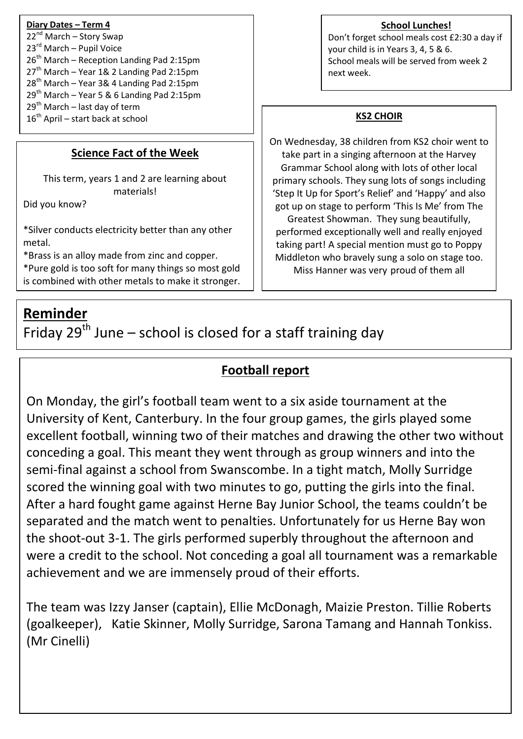**Diary Dates – Term 4**

22nd March – Story Swap
23rd March – Pupil Voice
26th March – Reception Landing Pad 2:15pm
27th March – Year 1& 2 Landing Pad 2:15pm
28th March – Year 3& 4 Landing Pad 2:15pm
29th March – Year 5 & 6 Landing Pad 2:15pm
29th March – last day of term
16th April – start back at school

### Science Fact of the Week

This term, years 1 and 2 are learning about materials!

Did you know?

*Silver conducts electricity better than any other metal.
*Brass is an alloy made from zinc and copper.
*Pure gold is too soft for many things so most gold is combined with other metals to make it stronger.

**School Lunches!**

Don't forget school meals cost £2:30 a day if your child is in Years 3, 4, 5 & 6.
School meals will be served from week 2 next week.

**KS2 CHOIR**

On Wednesday, 38 children from KS2 choir went to take part in a singing afternoon at the Harvey Grammar School along with lots of other local primary schools. They sung lots of songs including 'Step It Up for Sport's Relief' and 'Happy' and also got up on stage to perform 'This Is Me' from The Greatest Showman. They sung beautifully, performed exceptionally well and really enjoyed taking part! A special mention must go to Poppy Middleton who bravely sung a solo on stage too. Miss Hanner was very proud of them all

## Reminder

Friday 29th June – school is closed for a staff training day

## Football report

On Monday, the girl's football team went to a six aside tournament at the University of Kent, Canterbury. In the four group games, the girls played some excellent football, winning two of their matches and drawing the other two without conceding a goal. This meant they went through as group winners and into the semi-final against a school from Swanscombe. In a tight match, Molly Surridge scored the winning goal with two minutes to go, putting the girls into the final. After a hard fought game against Herne Bay Junior School, the teams couldn't be separated and the match went to penalties. Unfortunately for us Herne Bay won the shoot-out 3-1. The girls performed superbly throughout the afternoon and were a credit to the school. Not conceding a goal all tournament was a remarkable achievement and we are immensely proud of their efforts.

The team was Izzy Janser (captain), Ellie McDonagh, Maizie Preston. Tillie Roberts (goalkeeper), Katie Skinner, Molly Surridge, Sarona Tamang and Hannah Tonkiss. (Mr Cinelli)